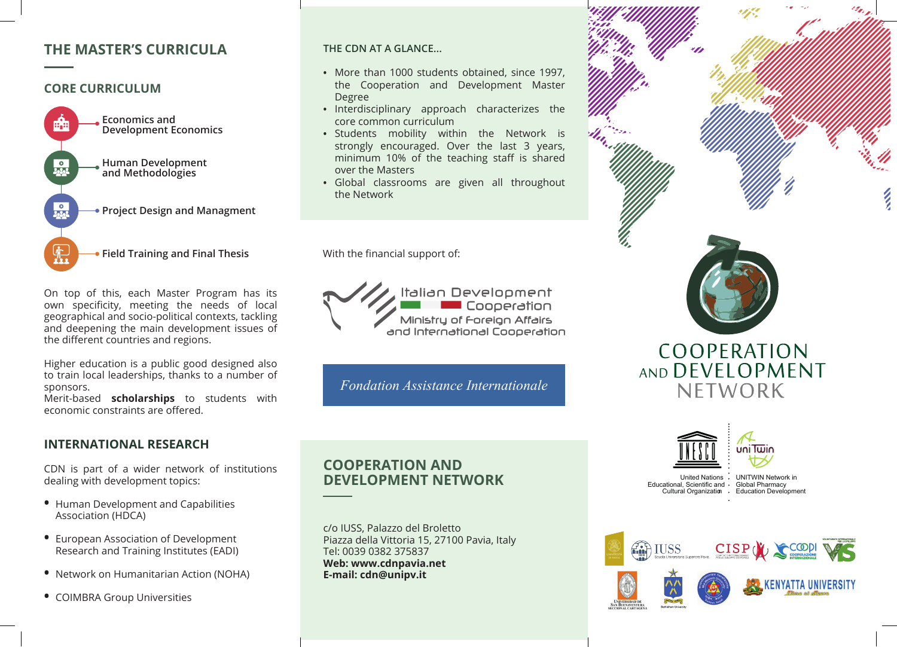# THE MASTER'S CURRICULA

## CORE CURRICULUM

- Economics and Development Economics
- Human Development and Methodologies
- Project Design and Managment
- Field Training and Final Thesis

On top of this, each Master Program has its own specificity, meeting the needs of local geographical and socio-political contexts, tackling and deepening the main development issues of the different countries and regions.

Higher education is a public good designed also to train local leaderships, thanks to a number of sponsors.
Merit-based **scholarships** to students with economic constraints are offered.

## INTERNATIONAL RESEARCH

CDN is part of a wider network of institutions dealing with development topics:

- Human Development and Capabilities Association (HDCA)
- European Association of Development Research and Training Institutes (EADI)
- Network on Humanitarian Action (NOHA)
- COIMBRA Group Universities

### THE CDN AT A GLANCE...

- More than 1000 students obtained, since 1997, the Cooperation and Development Master Degree
- Interdisciplinary approach characterizes the core common curriculum
- Students mobility within the Network is strongly encouraged. Over the last 3 years, minimum 10% of the teaching staff is shared over the Masters
- Global classrooms are given all throughout the Network

With the financial support of:

Italian Development Cooperation
Ministry of Foreign Affairs and International Cooperation

*Fondation Assistance Internationale*

## COOPERATION AND DEVELOPMENT NETWORK

c/o IUSS, Palazzo del Broletto
Piazza della Vittoria 15, 27100 Pavia, Italy
Tel: 0039 0382 375837
**Web: www.cdnpavia.net**
**E-mail: cdn@unipv.it**

COOPERATION AND DEVELOPMENT NETWORK

United Nations Educational, Scientific and Cultural Organization

UNITWIN Network in Global Pharmacy Education Development

IUSS Scuola Universitaria Superiore Pavia

CISP

COOPI Cooperazione Internazionale

VIS

Universidad de San Buenaventura Seccional Cartagena

Bethlehem University

KENYATTA UNIVERSITY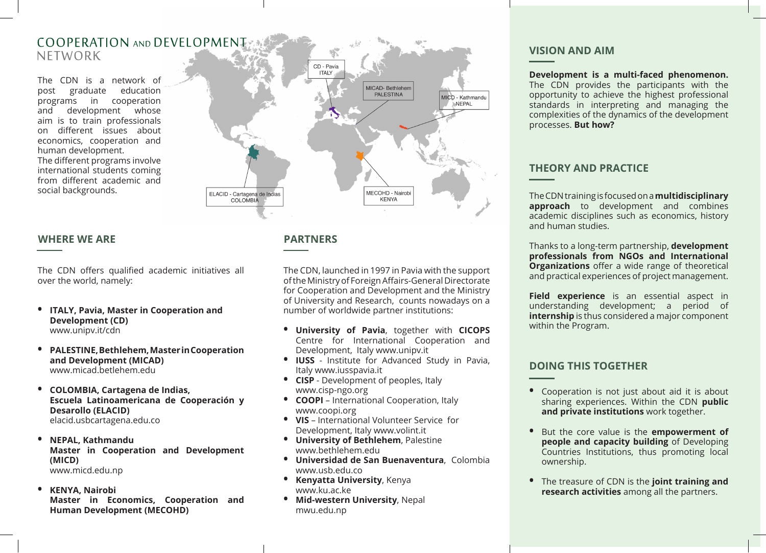# COOPERATION AND DEVELOPMENT NETWORK

The CDN is a network of post graduate education programs in cooperation and development whose aim is to train professionals on different issues about economics, cooperation and human development.
The different programs involve international students coming from different academic and social backgrounds.

CD - Pavia
ITALY

MICAD- Bethlehem
PALESTINA

MICD - Kathmandu
NEPAL

ELACID - Cartagena de Indias
COLOMBIA

MECOHD - Nairobi
KENYA

## WHERE WE ARE

The CDN offers qualified academic initiatives all over the world, namely:

- **ITALY, Pavia, Master in Cooperation and Development (CD)**
  www.unipv.it/cdn
- **PALESTINE, Bethlehem, Master in Cooperation and Development (MICAD)**
  www.micad.betlehem.edu
- **COLOMBIA, Cartagena de Indias, Escuela Latinoamericana de Cooperación y Desarollo (ELACID)**
  elacid.usbcartagena.edu.co
- **NEPAL, Kathmandu Master in Cooperation and Development (MICD)**
  www.micd.edu.np
- **KENYA, Nairobi Master in Economics, Cooperation and Human Development (MECOHD)**

## PARTNERS

The CDN, launched in 1997 in Pavia with the support of the Ministry of Foreign Affairs-General Directorate for Cooperation and Development and the Ministry of University and Research, counts nowadays on a number of worldwide partner institutions:

- **University of Pavia**, together with **CICOPS** Centre for International Cooperation and Development, Italy www.unipv.it
- **IUSS** - Institute for Advanced Study in Pavia, Italy www.iusspavia.it
- **CISP** - Development of peoples, Italy www.cisp-ngo.org
- **COOPI** – International Cooperation, Italy www.coopi.org
- **VIS** – International Volunteer Service for Development, Italy www.volint.it
- **University of Bethlehem**, Palestine www.bethlehem.edu
- **Universidad de San Buenaventura**, Colombia www.usb.edu.co
- **Kenyatta University**, Kenya www.ku.ac.ke
- **Mid-western University**, Nepal mwu.edu.np

## VISION AND AIM

**Development is a multi-faced phenomenon.** The CDN provides the participants with the opportunity to achieve the highest professional standards in interpreting and managing the complexities of the dynamics of the development processes. **But how?**

## THEORY AND PRACTICE

The CDN training is focused on a **multidisciplinary approach** to development and combines academic disciplines such as economics, history and human studies.

Thanks to a long-term partnership, **development professionals from NGOs and International Organizations** offer a wide range of theoretical and practical experiences of project management.

**Field experience** is an essential aspect in understanding development; a period of **internship** is thus considered a major component within the Program.

## DOING THIS TOGETHER

- Cooperation is not just about aid it is about sharing experiences. Within the CDN **public and private institutions** work together.
- But the core value is the **empowerment of people and capacity building** of Developing Countries Institutions, thus promoting local ownership.
- The treasure of CDN is the **joint training and research activities** among all the partners.